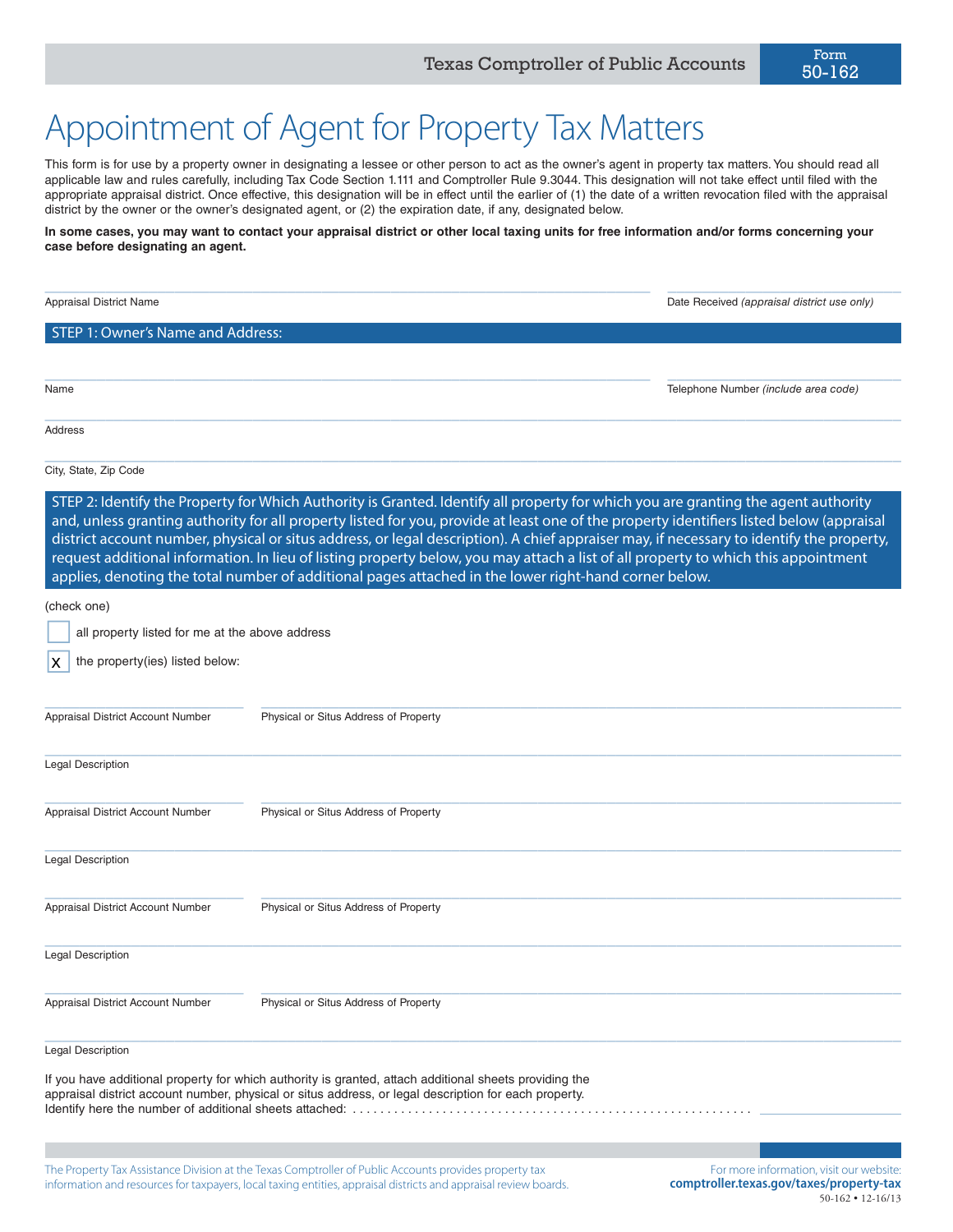Texas Comptroller of Public Accounts

Form 50-162

# Appointment of Agent for Property Tax Matters

This form is for use by a property owner in designating a lessee or other person to act as the owner's agent in property tax matters. You should read all applicable law and rules carefully, including Tax Code Section 1.111 and Comptroller Rule 9.3044. This designation will not take effect until filed with the appropriate appraisal district. Once effective, this designation will be in effect until the earlier of (1) the date of a written revocation filed with the appraisal district by the owner or the owner's designated agent, or (2) the expiration date, if any, designated below.

**In some cases, you may want to contact your appraisal district or other local taxing units for free information and/or forms concerning your case before designating an agent.**

Appraisal District Name ______________________ Date Received *(appraisal district use only)* ______________________

## STEP 1: Owner's Name and Address:

Name ______________________ Telephone Number *(include area code)* ______________________

Address ______________________

City, State, Zip Code ______________________

## STEP 2: Identify the Property for Which Authority is Granted.

Identify all property for which you are granting the agent authority and, unless granting authority for all property listed for you, provide at least one of the property identifiers listed below (appraisal district account number, physical or situs address, or legal description). A chief appraiser may, if necessary to identify the property, request additional information. In lieu of listing property below, you may attach a list of all property to which this appointment applies, denoting the total number of additional pages attached in the lower right-hand corner below.

(check one)

☐ all property listed for me at the above address

☒ the property(ies) listed below:

Appraisal District Account Number ______________ Physical or Situs Address of Property ______________________

Legal Description ______________________

Appraisal District Account Number ______________ Physical or Situs Address of Property ______________________

Legal Description ______________________

Appraisal District Account Number ______________ Physical or Situs Address of Property ______________________

Legal Description ______________________

Appraisal District Account Number ______________ Physical or Situs Address of Property ______________________

Legal Description ______________________

If you have additional property for which authority is granted, attach additional sheets providing the appraisal district account number, physical or situs address, or legal description for each property.
Identify here the number of additional sheets attached: ______________

The Property Tax Assistance Division at the Texas Comptroller of Public Accounts provides property tax information and resources for taxpayers, local taxing entities, appraisal districts and appraisal review boards.

For more information, visit our website: **comptroller.texas.gov/taxes/property-tax**

50-162 • 12-16/13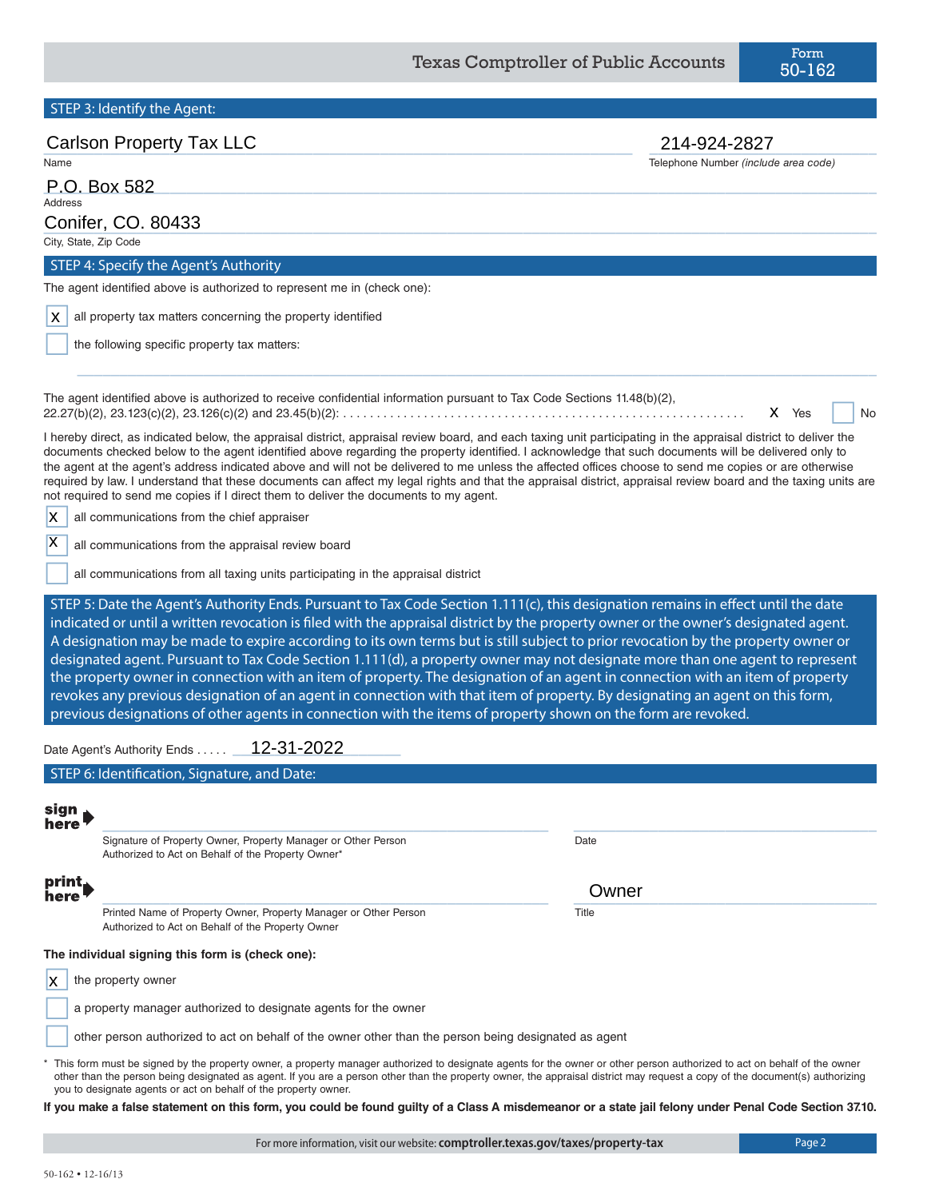## STEP 3: Identify the Agent:

Carlson Property Tax LLC
Name

214-924-2827
Telephone Number *(include area code)*

P.O. Box 582
Address

Conifer, CO. 80433
City, State, Zip Code

## STEP 4: Specify the Agent's Authority

The agent identified above is authorized to represent me in (check one):

[X] all property tax matters concerning the property identified

[ ] the following specific property tax matters:

The agent identified above is authorized to receive confidential information pursuant to Tax Code Sections 11.48(b)(2), 22.27(b)(2), 23.123(c)(2), 23.126(c)(2) and 23.45(b)(2): . . . . . . . . . . . . . . . . . . . . . . . . . . . . . . . . . . . . . . . . . . . . . . . . . . . . . . . . . . . . . [X] Yes [ ] No

I hereby direct, as indicated below, the appraisal district, appraisal review board, and each taxing unit participating in the appraisal district to deliver the documents checked below to the agent identified above regarding the property identified. I acknowledge that such documents will be delivered only to the agent at the agent's address indicated above and will not be delivered to me unless the affected offices choose to send me copies or are otherwise required by law. I understand that these documents can affect my legal rights and that the appraisal district, appraisal review board and the taxing units are not required to send me copies if I direct them to deliver the documents to my agent.

[X] all communications from the chief appraiser

[X] all communications from the appraisal review board

[ ] all communications from all taxing units participating in the appraisal district

## STEP 5: Date the Agent's Authority Ends. Pursuant to Tax Code Section 1.111(c), this designation remains in effect until the date indicated or until a written revocation is filed with the appraisal district by the property owner or the owner's designated agent. A designation may be made to expire according to its own terms but is still subject to prior revocation by the property owner or designated agent. Pursuant to Tax Code Section 1.111(d), a property owner may not designate more than one agent to represent the property owner in connection with an item of property. The designation of an agent in connection with an item of property revokes any previous designation of an agent in connection with that item of property. By designating an agent on this form, previous designations of other agents in connection with the items of property shown on the form are revoked.

Date Agent's Authority Ends . . . . . 12-31-2022

## STEP 6: Identification, Signature, and Date:

**sign here** ➡

Signature of Property Owner, Property Manager or Other Person Authorized to Act on Behalf of the Property Owner*

Date

**print here** ➡

Printed Name of Property Owner, Property Manager or Other Person Authorized to Act on Behalf of the Property Owner

Owner
Title

**The individual signing this form is (check one):**

[X] the property owner

[ ] a property manager authorized to designate agents for the owner

[ ] other person authorized to act on behalf of the owner other than the person being designated as agent

* This form must be signed by the property owner, a property manager authorized to designate agents for the owner or other person authorized to act on behalf of the owner other than the person being designated as agent. If you are a person other than the property owner, the appraisal district may request a copy of the document(s) authorizing you to designate agents or act on behalf of the property owner.

**If you make a false statement on this form, you could be found guilty of a Class A misdemeanor or a state jail felony under Penal Code Section 37.10.**

For more information, visit our website: **comptroller.texas.gov/taxes/property-tax**